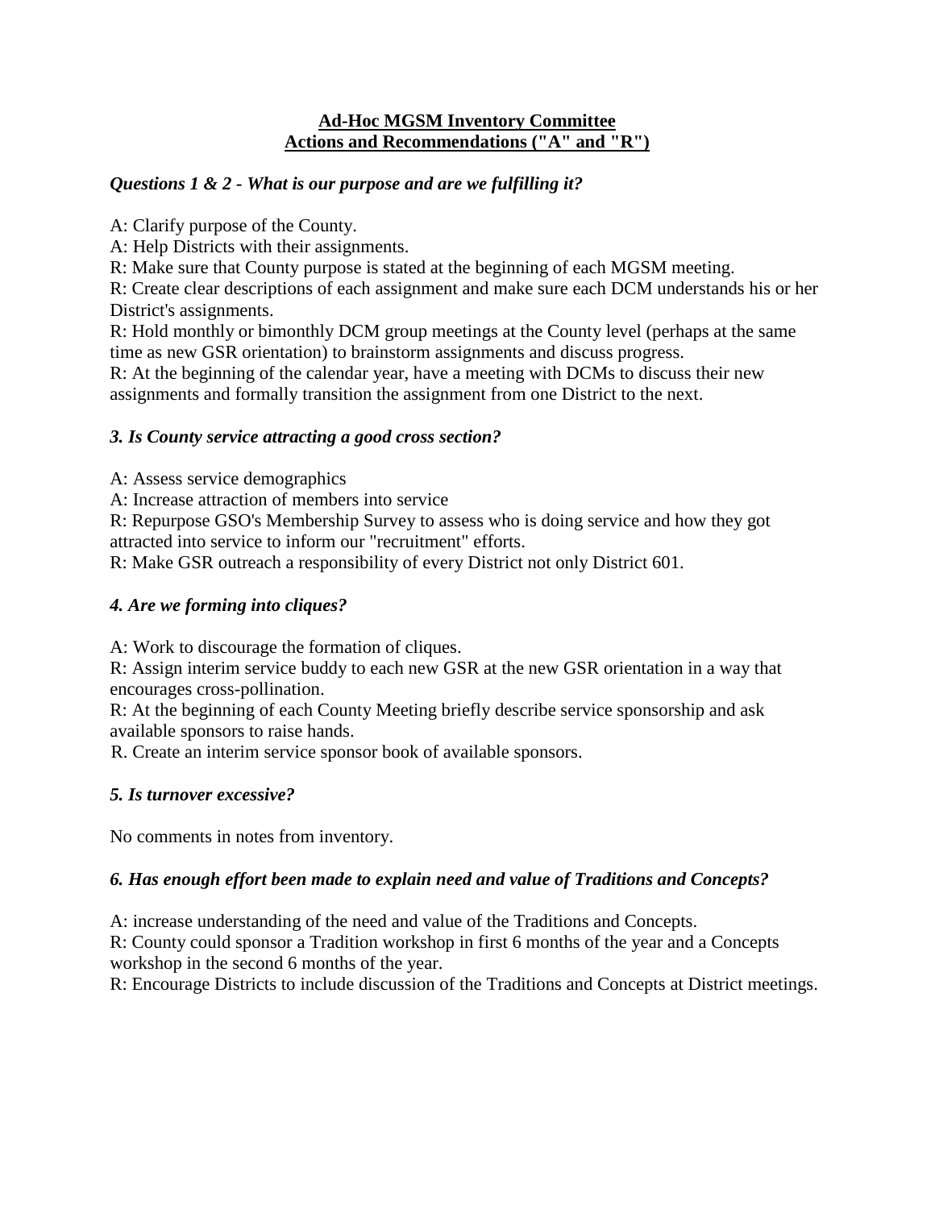**Ad-Hoc MGSM Inventory Committee**
**Actions and Recommendations ("A" and "R")**

### *Questions 1 & 2 - What is our purpose and are we fulfilling it?*

A: Clarify purpose of the County.
A: Help Districts with their assignments.
R: Make sure that County purpose is stated at the beginning of each MGSM meeting.
R: Create clear descriptions of each assignment and make sure each DCM understands his or her District's assignments.
R: Hold monthly or bimonthly DCM group meetings at the County level (perhaps at the same time as new GSR orientation) to brainstorm assignments and discuss progress.
R: At the beginning of the calendar year, have a meeting with DCMs to discuss their new assignments and formally transition the assignment from one District to the next.

### *3. Is County service attracting a good cross section?*

A: Assess service demographics
A: Increase attraction of members into service
R: Repurpose GSO's Membership Survey to assess who is doing service and how they got attracted into service to inform our "recruitment" efforts.
R: Make GSR outreach a responsibility of every District not only District 601.

### *4. Are we forming into cliques?*

A: Work to discourage the formation of cliques.
R: Assign interim service buddy to each new GSR at the new GSR orientation in a way that encourages cross-pollination.
R: At the beginning of each County Meeting briefly describe service sponsorship and ask available sponsors to raise hands.
R. Create an interim service sponsor book of available sponsors.

### *5. Is turnover excessive?*

No comments in notes from inventory.

### *6. Has enough effort been made to explain need and value of Traditions and Concepts?*

A: increase understanding of the need and value of the Traditions and Concepts.
R: County could sponsor a Tradition workshop in first 6 months of the year and a Concepts workshop in the second 6 months of the year.
R: Encourage Districts to include discussion of the Traditions and Concepts at District meetings.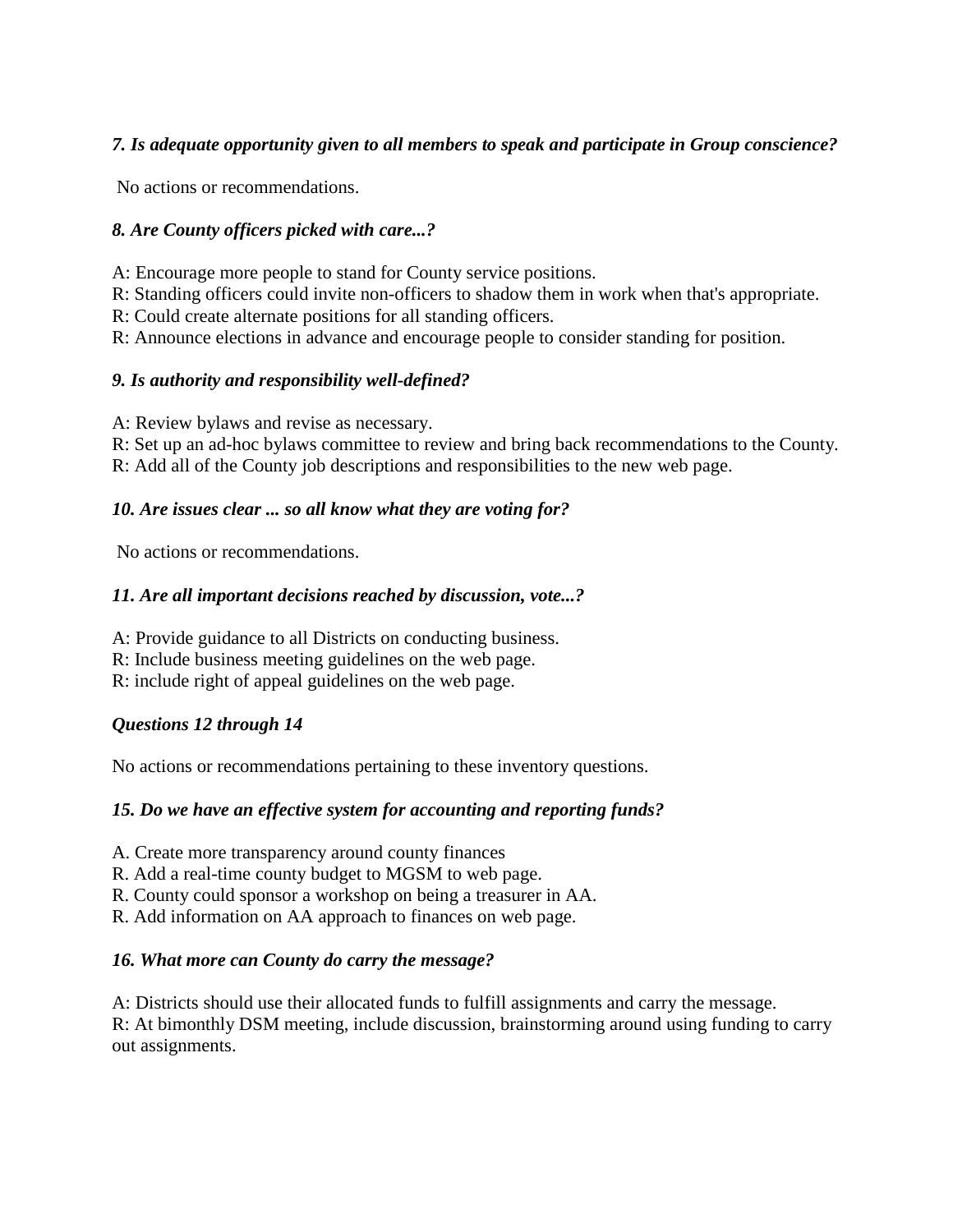***7. Is adequate opportunity given to all members to speak and participate in Group conscience?***

No actions or recommendations.

***8. Are County officers picked with care...?***

A: Encourage more people to stand for County service positions.
R: Standing officers could invite non-officers to shadow them in work when that's appropriate.
R: Could create alternate positions for all standing officers.
R: Announce elections in advance and encourage people to consider standing for position.

***9. Is authority and responsibility well-defined?***

A: Review bylaws and revise as necessary.
R: Set up an ad-hoc bylaws committee to review and bring back recommendations to the County.
R: Add all of the County job descriptions and responsibilities to the new web page.

***10. Are issues clear ... so all know what they are voting for?***

No actions or recommendations.

***11. Are all important decisions reached by discussion, vote...?***

A: Provide guidance to all Districts on conducting business.
R: Include business meeting guidelines on the web page.
R: include right of appeal guidelines on the web page.

***Questions 12 through 14***

No actions or recommendations pertaining to these inventory questions.

***15. Do we have an effective system for accounting and reporting funds?***

A. Create more transparency around county finances
R. Add a real-time county budget to MGSM to web page.
R. County could sponsor a workshop on being a treasurer in AA.
R. Add information on AA approach to finances on web page.

***16. What more can County do carry the message?***

A: Districts should use their allocated funds to fulfill assignments and carry the message.
R: At bimonthly DSM meeting, include discussion, brainstorming around using funding to carry out assignments.